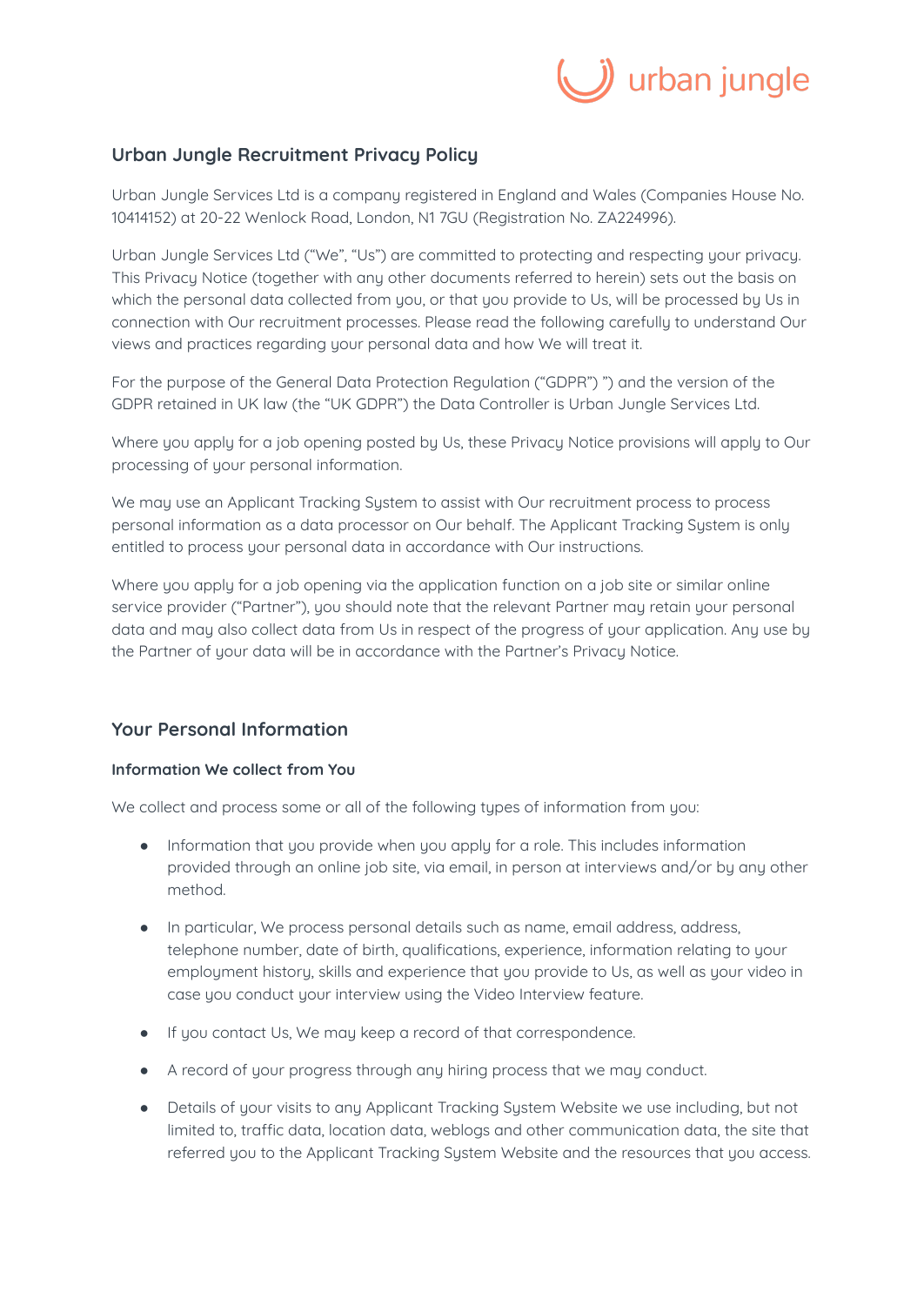urban jungle

## Urban Jungle Recruitment Privacy Policy

Urban Jungle Services Ltd is a company registered in England and Wales (Companies House No. 10414152) at 20-22 Wenlock Road, London, N1 7GU (Registration No. ZA224996).

Urban Jungle Services Ltd (“We”, “Us”) are committed to protecting and respecting your privacy. This Privacy Notice (together with any other documents referred to herein) sets out the basis on which the personal data collected from you, or that you provide to Us, will be processed by Us in connection with Our recruitment processes. Please read the following carefully to understand Our views and practices regarding your personal data and how We will treat it.

For the purpose of the General Data Protection Regulation (“GDPR”) ”) and the version of the GDPR retained in UK law (the “UK GDPR”) the Data Controller is Urban Jungle Services Ltd.

Where you apply for a job opening posted by Us, these Privacy Notice provisions will apply to Our processing of your personal information.

We may use an Applicant Tracking System to assist with Our recruitment process to process personal information as a data processor on Our behalf. The Applicant Tracking System is only entitled to process your personal data in accordance with Our instructions.

Where you apply for a job opening via the application function on a job site or similar online service provider (“Partner”), you should note that the relevant Partner may retain your personal data and may also collect data from Us in respect of the progress of your application. Any use by the Partner of your data will be in accordance with the Partner’s Privacy Notice.

## Your Personal Information

### Information We collect from You

We collect and process some or all of the following types of information from you:

- Information that you provide when you apply for a role. This includes information provided through an online job site, via email, in person at interviews and/or by any other method.
- In particular, We process personal details such as name, email address, address, telephone number, date of birth, qualifications, experience, information relating to your employment history, skills and experience that you provide to Us, as well as your video in case you conduct your interview using the Video Interview feature.
- If you contact Us, We may keep a record of that correspondence.
- A record of your progress through any hiring process that we may conduct.
- Details of your visits to any Applicant Tracking System Website we use including, but not limited to, traffic data, location data, weblogs and other communication data, the site that referred you to the Applicant Tracking System Website and the resources that you access.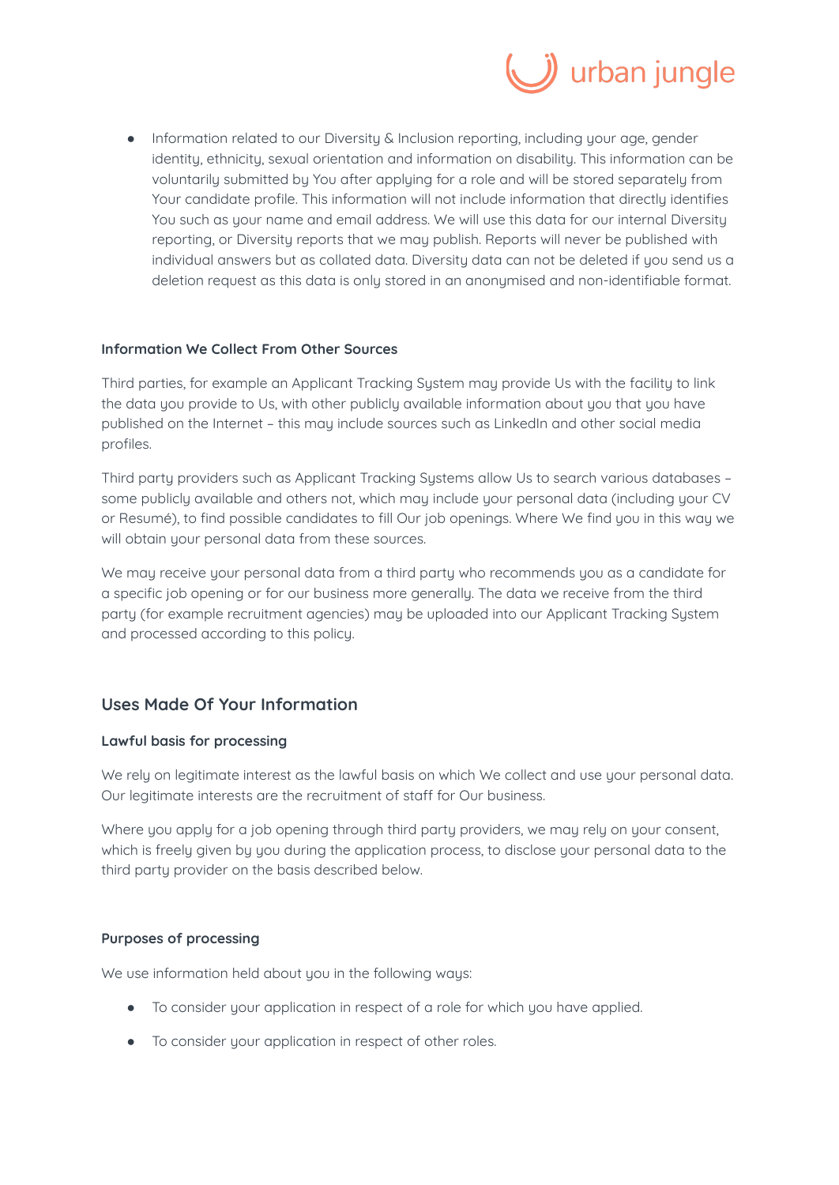- Information related to our Diversity & Inclusion reporting, including your age, gender identity, ethnicity, sexual orientation and information on disability. This information can be voluntarily submitted by You after applying for a role and will be stored separately from Your candidate profile. This information will not include information that directly identifies You such as your name and email address. We will use this data for our internal Diversity reporting, or Diversity reports that we may publish. Reports will never be published with individual answers but as collated data. Diversity data can not be deleted if you send us a deletion request as this data is only stored in an anonymised and non-identifiable format.

### Information We Collect From Other Sources

Third parties, for example an Applicant Tracking System may provide Us with the facility to link the data you provide to Us, with other publicly available information about you that you have published on the Internet – this may include sources such as LinkedIn and other social media profiles.

Third party providers such as Applicant Tracking Systems allow Us to search various databases – some publicly available and others not, which may include your personal data (including your CV or Resumé), to find possible candidates to fill Our job openings. Where We find you in this way we will obtain your personal data from these sources.

We may receive your personal data from a third party who recommends you as a candidate for a specific job opening or for our business more generally. The data we receive from the third party (for example recruitment agencies) may be uploaded into our Applicant Tracking System and processed according to this policy.

## Uses Made Of Your Information

### Lawful basis for processing

We rely on legitimate interest as the lawful basis on which We collect and use your personal data. Our legitimate interests are the recruitment of staff for Our business.

Where you apply for a job opening through third party providers, we may rely on your consent, which is freely given by you during the application process, to disclose your personal data to the third party provider on the basis described below.

### Purposes of processing

We use information held about you in the following ways:

- To consider your application in respect of a role for which you have applied.
- To consider your application in respect of other roles.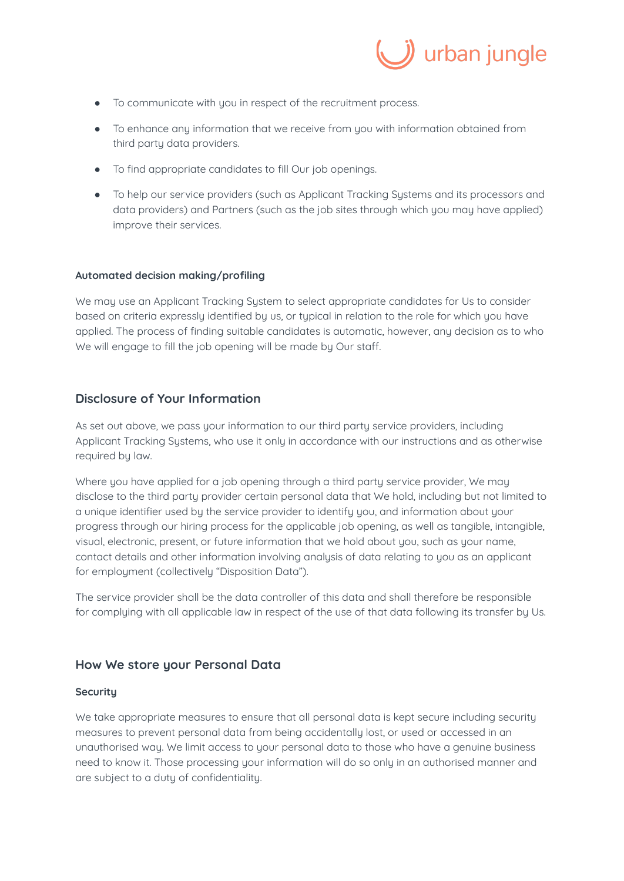- To communicate with you in respect of the recruitment process.
- To enhance any information that we receive from you with information obtained from third party data providers.
- To find appropriate candidates to fill Our job openings.
- To help our service providers (such as Applicant Tracking Systems and its processors and data providers) and Partners (such as the job sites through which you may have applied) improve their services.

### Automated decision making/profiling

We may use an Applicant Tracking System to select appropriate candidates for Us to consider based on criteria expressly identified by us, or typical in relation to the role for which you have applied. The process of finding suitable candidates is automatic, however, any decision as to who We will engage to fill the job opening will be made by Our staff.

## Disclosure of Your Information

As set out above, we pass your information to our third party service providers, including Applicant Tracking Systems, who use it only in accordance with our instructions and as otherwise required by law.

Where you have applied for a job opening through a third party service provider, We may disclose to the third party provider certain personal data that We hold, including but not limited to a unique identifier used by the service provider to identify you, and information about your progress through our hiring process for the applicable job opening, as well as tangible, intangible, visual, electronic, present, or future information that we hold about you, such as your name, contact details and other information involving analysis of data relating to you as an applicant for employment (collectively "Disposition Data").

The service provider shall be the data controller of this data and shall therefore be responsible for complying with all applicable law in respect of the use of that data following its transfer by Us.

## How We store your Personal Data

### Security

We take appropriate measures to ensure that all personal data is kept secure including security measures to prevent personal data from being accidentally lost, or used or accessed in an unauthorised way. We limit access to your personal data to those who have a genuine business need to know it. Those processing your information will do so only in an authorised manner and are subject to a duty of confidentiality.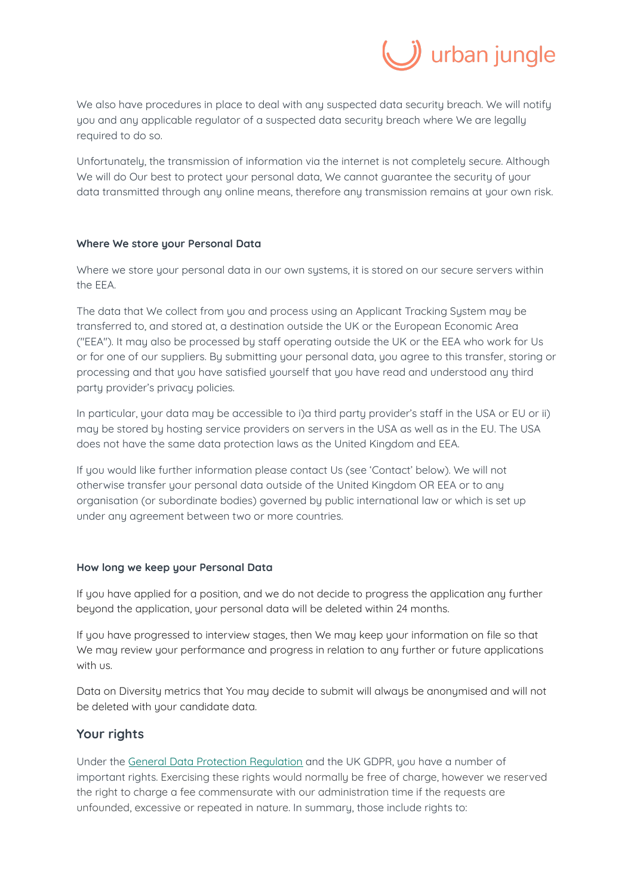We also have procedures in place to deal with any suspected data security breach. We will notify you and any applicable regulator of a suspected data security breach where We are legally required to do so.

Unfortunately, the transmission of information via the internet is not completely secure. Although We will do Our best to protect your personal data, We cannot guarantee the security of your data transmitted through any online means, therefore any transmission remains at your own risk.

**Where We store your Personal Data**

Where we store your personal data in our own systems, it is stored on our secure servers within the EEA.

The data that We collect from you and process using an Applicant Tracking System may be transferred to, and stored at, a destination outside the UK or the European Economic Area ("EEA"). It may also be processed by staff operating outside the UK or the EEA who work for Us or for one of our suppliers. By submitting your personal data, you agree to this transfer, storing or processing and that you have satisfied yourself that you have read and understood any third party provider's privacy policies.

In particular, your data may be accessible to i)a third party provider's staff in the USA or EU or ii) may be stored by hosting service providers on servers in the USA as well as in the EU. The USA does not have the same data protection laws as the United Kingdom and EEA.

If you would like further information please contact Us (see 'Contact' below). We will not otherwise transfer your personal data outside of the United Kingdom OR EEA or to any organisation (or subordinate bodies) governed by public international law or which is set up under any agreement between two or more countries.

**How long we keep your Personal Data**

If you have applied for a position, and we do not decide to progress the application any further beyond the application, your personal data will be deleted within 24 months.

If you have progressed to interview stages, then We may keep your information on file so that We may review your performance and progress in relation to any further or future applications with us.

Data on Diversity metrics that You may decide to submit will always be anonymised and will not be deleted with your candidate data.

## Your rights

Under the General Data Protection Regulation and the UK GDPR, you have a number of important rights. Exercising these rights would normally be free of charge, however we reserved the right to charge a fee commensurate with our administration time if the requests are unfounded, excessive or repeated in nature. In summary, those include rights to: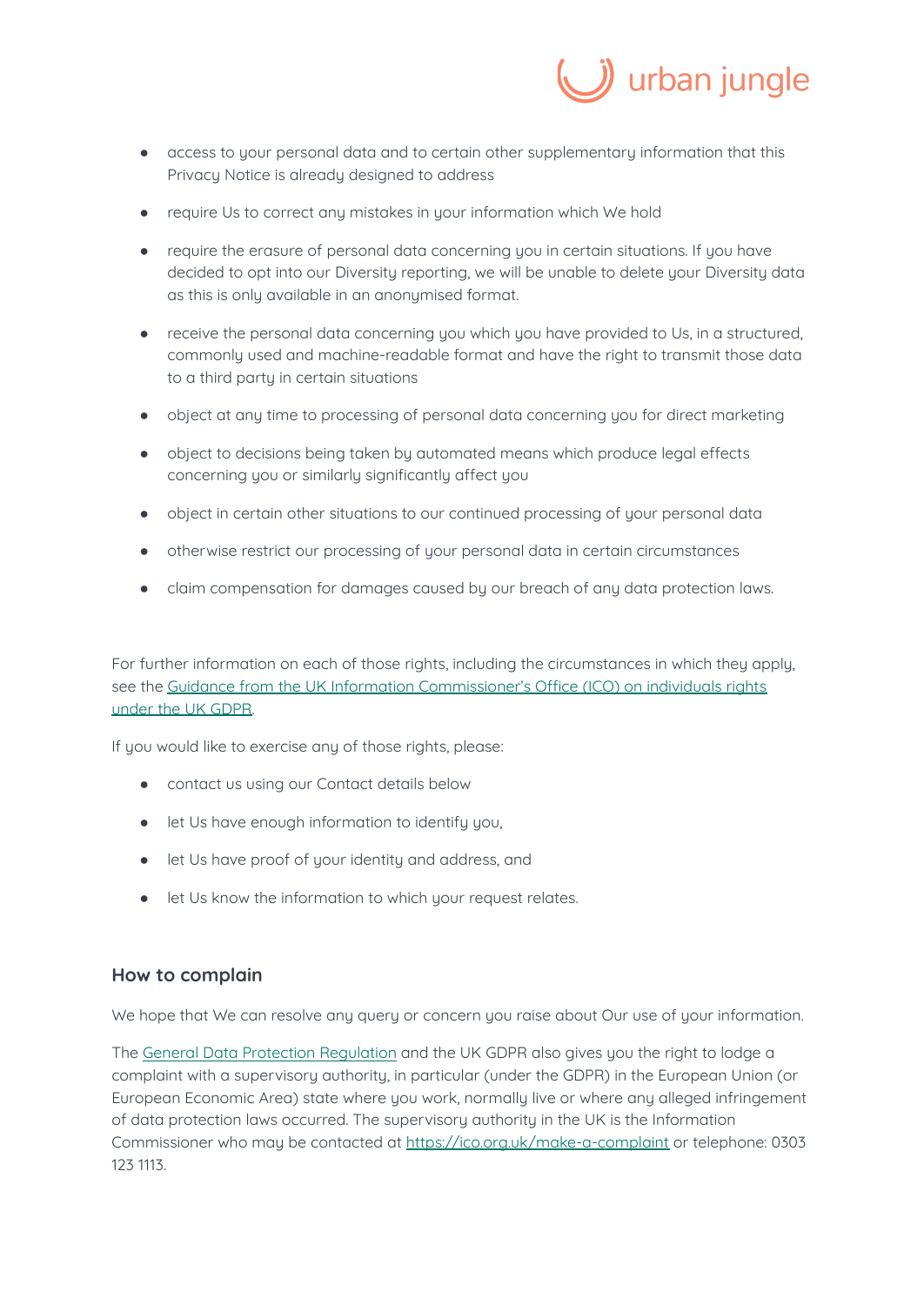- access to your personal data and to certain other supplementary information that this Privacy Notice is already designed to address
- require Us to correct any mistakes in your information which We hold
- require the erasure of personal data concerning you in certain situations. If you have decided to opt into our Diversity reporting, we will be unable to delete your Diversity data as this is only available in an anonymised format.
- receive the personal data concerning you which you have provided to Us, in a structured, commonly used and machine-readable format and have the right to transmit those data to a third party in certain situations
- object at any time to processing of personal data concerning you for direct marketing
- object to decisions being taken by automated means which produce legal effects concerning you or similarly significantly affect you
- object in certain other situations to our continued processing of your personal data
- otherwise restrict our processing of your personal data in certain circumstances
- claim compensation for damages caused by our breach of any data protection laws.

For further information on each of those rights, including the circumstances in which they apply, see the [Guidance from the UK Information Commissioner's Office (ICO) on individuals rights under the UK GDPR](#).

If you would like to exercise any of those rights, please:

- contact us using our Contact details below
- let Us have enough information to identify you,
- let Us have proof of your identity and address, and
- let Us know the information to which your request relates.

## How to complain

We hope that We can resolve any query or concern you raise about Our use of your information.

The [General Data Protection Regulation](#) and the UK GDPR also gives you the right to lodge a complaint with a supervisory authority, in particular (under the GDPR) in the European Union (or European Economic Area) state where you work, normally live or where any alleged infringement of data protection laws occurred. The supervisory authority in the UK is the Information Commissioner who may be contacted at https://ico.org.uk/make-a-complaint or telephone: 0303 123 1113.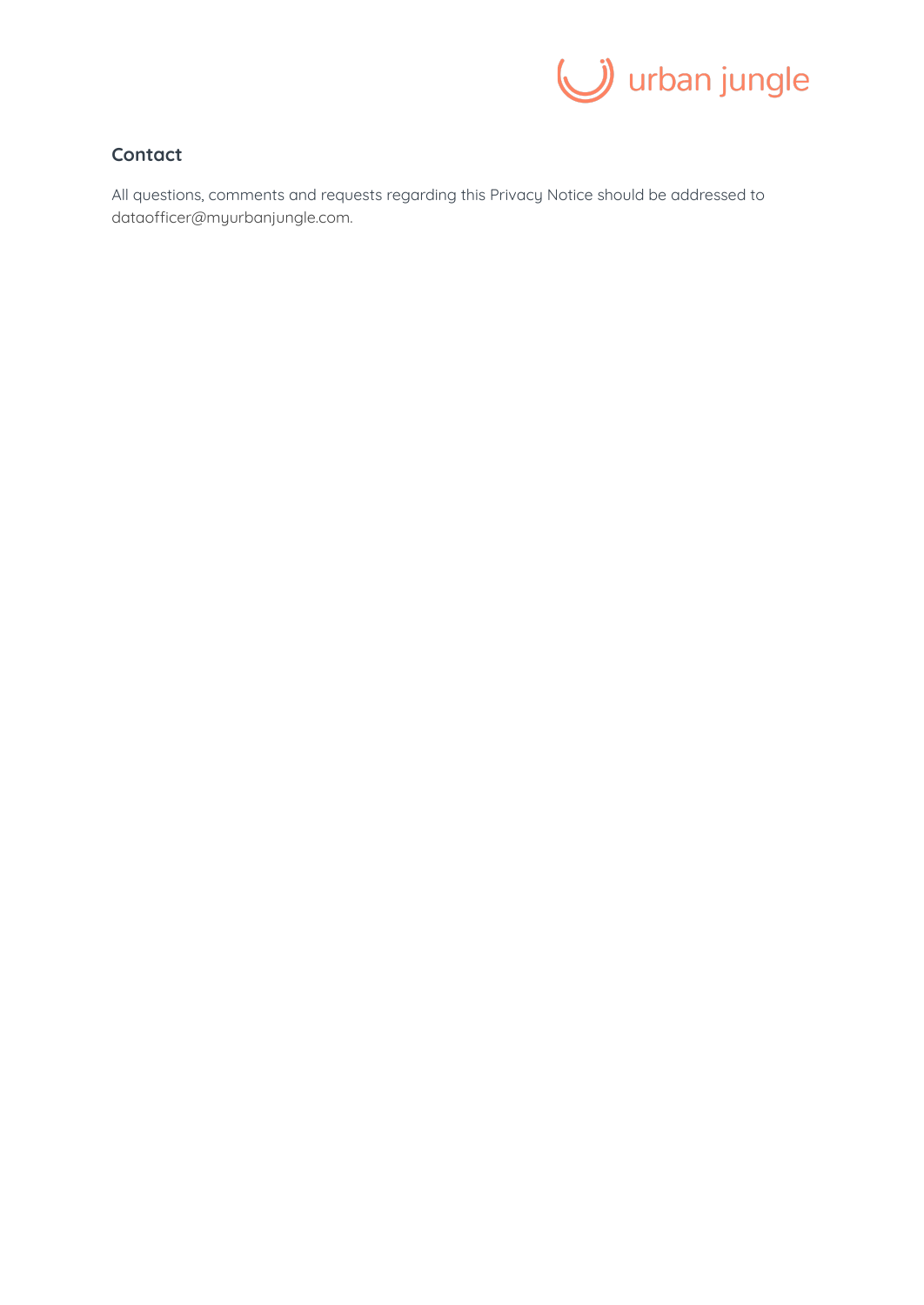## Contact

All questions, comments and requests regarding this Privacy Notice should be addressed to dataofficer@myurbanjungle.com.